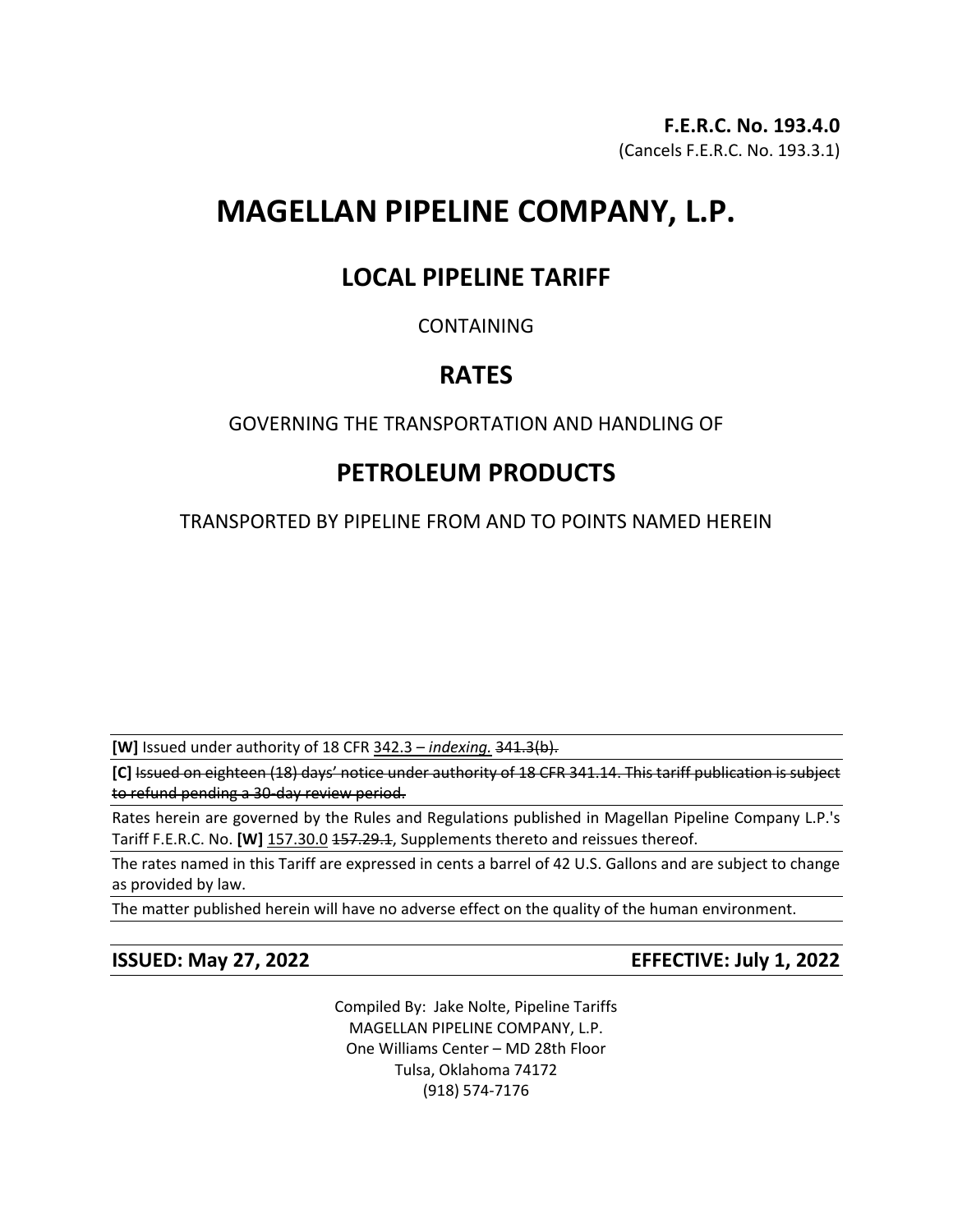**F.E.R.C. No. 193.4.0**
(Cancels F.E.R.C. No. 193.3.1)

# MAGELLAN PIPELINE COMPANY, L.P.

## LOCAL PIPELINE TARIFF

CONTAINING

## RATES

GOVERNING THE TRANSPORTATION AND HANDLING OF

## PETROLEUM PRODUCTS

TRANSPORTED BY PIPELINE FROM AND TO POINTS NAMED HEREIN

---

**[W]** Issued under authority of 18 CFR <u>342.3 – *indexing.*</u> ~~341.3(b).~~

**[C]** ~~Issued on eighteen (18) days' notice under authority of 18 CFR 341.14. This tariff publication is subject to refund pending a 30-day review period.~~

Rates herein are governed by the Rules and Regulations published in Magellan Pipeline Company L.P.'s Tariff F.E.R.C. No. **[W]** <u>157.30.0</u> ~~157.29.1~~, Supplements thereto and reissues thereof.

The rates named in this Tariff are expressed in cents a barrel of 42 U.S. Gallons and are subject to change as provided by law.

The matter published herein will have no adverse effect on the quality of the human environment.

---

**ISSUED: May 27, 2022** **EFFECTIVE: July 1, 2022**

Compiled By: Jake Nolte, Pipeline Tariffs
MAGELLAN PIPELINE COMPANY, L.P.
One Williams Center – MD 28th Floor
Tulsa, Oklahoma 74172
(918) 574-7176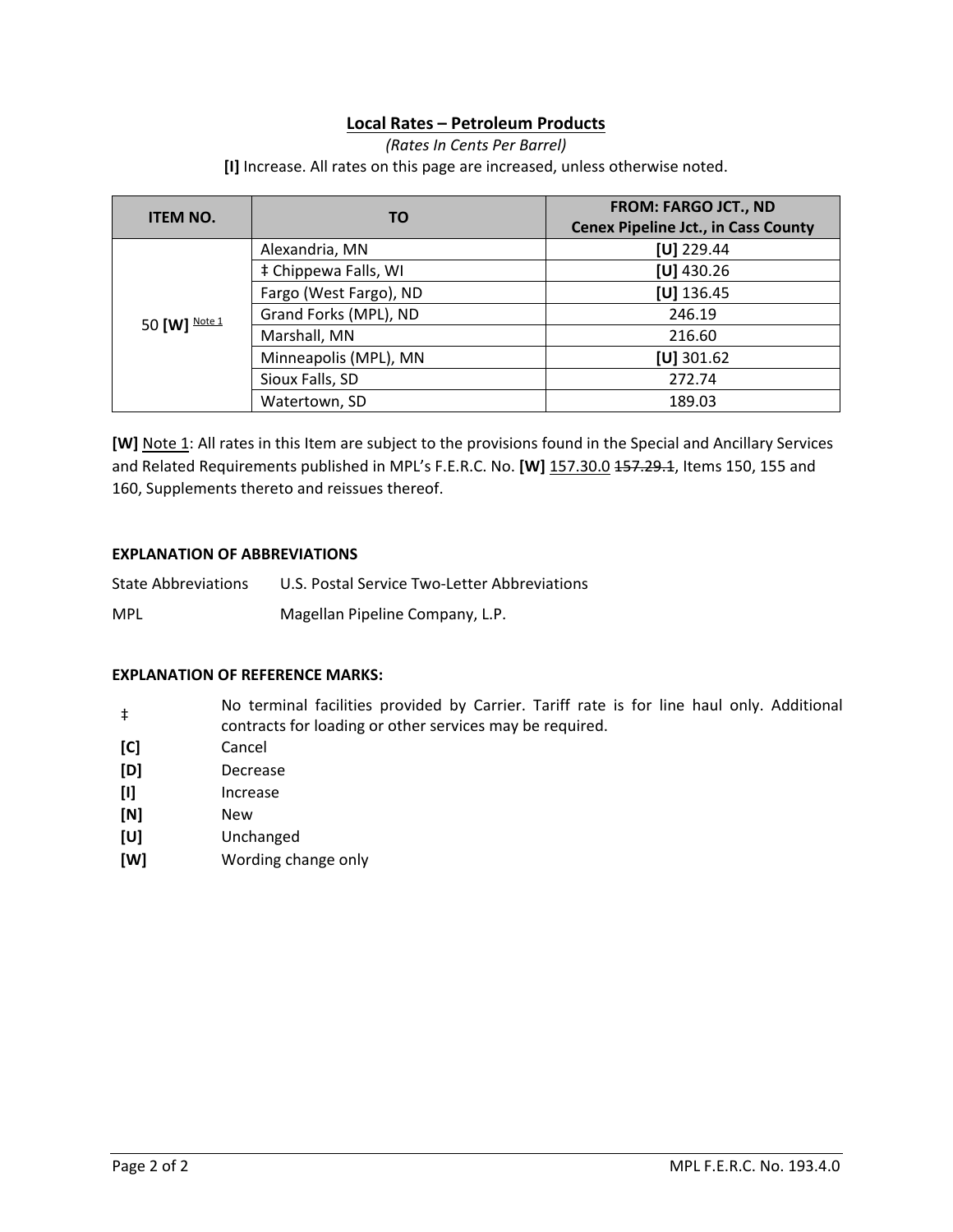## Local Rates – Petroleum Products

*(Rates In Cents Per Barrel)*

**[I]** Increase. All rates on this page are increased, unless otherwise noted.

| ITEM NO. | TO | FROM: FARGO JCT., ND Cenex Pipeline Jct., in Cass County |
|---|---|---|
| 50 **[W]** Note 1 | Alexandria, MN | **[U]** 229.44 |
| | ‡ Chippewa Falls, WI | **[U]** 430.26 |
| | Fargo (West Fargo), ND | **[U]** 136.45 |
| | Grand Forks (MPL), ND | 246.19 |
| | Marshall, MN | 216.60 |
| | Minneapolis (MPL), MN | **[U]** 301.62 |
| | Sioux Falls, SD | 272.74 |
| | Watertown, SD | 189.03 |

**[W]** Note 1: All rates in this Item are subject to the provisions found in the Special and Ancillary Services and Related Requirements published in MPL's F.E.R.C. No. **[W]** 157.30.0 ~~157.29.1~~, Items 150, 155 and 160, Supplements thereto and reissues thereof.

### EXPLANATION OF ABBREVIATIONS

State Abbreviations — U.S. Postal Service Two-Letter Abbreviations

MPL — Magellan Pipeline Company, L.P.

### EXPLANATION OF REFERENCE MARKS:

- ‡ — No terminal facilities provided by Carrier. Tariff rate is for line haul only. Additional contracts for loading or other services may be required.
- **[C]** — Cancel
- **[D]** — Decrease
- **[I]** — Increase
- **[N]** — New
- **[U]** — Unchanged
- **[W]** — Wording change only